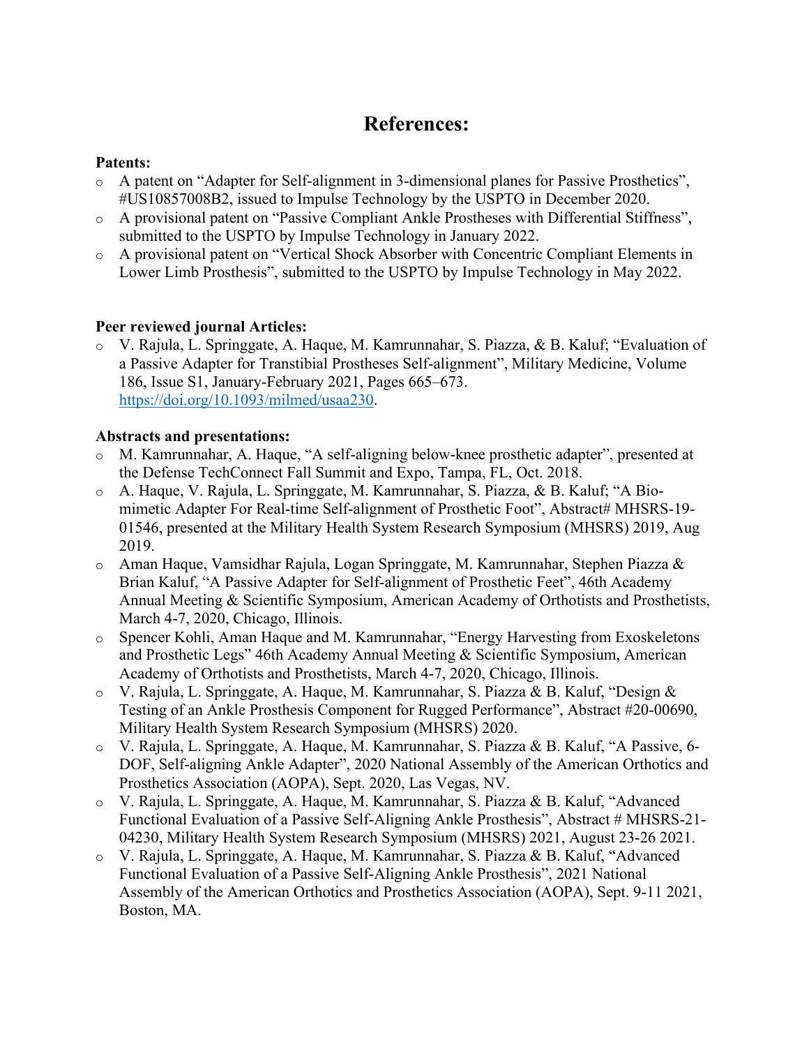# References:

**Patents:**

- A patent on “Adapter for Self-alignment in 3-dimensional planes for Passive Prosthetics”, #US10857008B2, issued to Impulse Technology by the USPTO in December 2020.
- A provisional patent on “Passive Compliant Ankle Prostheses with Differential Stiffness”, submitted to the USPTO by Impulse Technology in January 2022.
- A provisional patent on “Vertical Shock Absorber with Concentric Compliant Elements in Lower Limb Prosthesis”, submitted to the USPTO by Impulse Technology in May 2022.

**Peer reviewed journal Articles:**

- V. Rajula, L. Springgate, A. Haque, M. Kamrunnahar, S. Piazza, & B. Kaluf; “Evaluation of a Passive Adapter for Transtibial Prostheses Self-alignment”, Military Medicine, Volume 186, Issue S1, January-February 2021, Pages 665–673. https://doi.org/10.1093/milmed/usaa230.

**Abstracts and presentations:**

- M. Kamrunnahar, A. Haque, “A self-aligning below-knee prosthetic adapter”, presented at the Defense TechConnect Fall Summit and Expo, Tampa, FL, Oct. 2018.
- A. Haque, V. Rajula, L. Springgate, M. Kamrunnahar, S. Piazza, & B. Kaluf; “A Bio-mimetic Adapter For Real-time Self-alignment of Prosthetic Foot”, Abstract# MHSRS-19-01546, presented at the Military Health System Research Symposium (MHSRS) 2019, Aug 2019.
- Aman Haque, Vamsidhar Rajula, Logan Springgate, M. Kamrunnahar, Stephen Piazza & Brian Kaluf, “A Passive Adapter for Self-alignment of Prosthetic Feet”, 46th Academy Annual Meeting & Scientific Symposium, American Academy of Orthotists and Prosthetists, March 4-7, 2020, Chicago, Illinois.
- Spencer Kohli, Aman Haque and M. Kamrunnahar, “Energy Harvesting from Exoskeletons and Prosthetic Legs” 46th Academy Annual Meeting & Scientific Symposium, American Academy of Orthotists and Prosthetists, March 4-7, 2020, Chicago, Illinois.
- V. Rajula, L. Springgate, A. Haque, M. Kamrunnahar, S. Piazza & B. Kaluf, “Design & Testing of an Ankle Prosthesis Component for Rugged Performance”, Abstract #20-00690, Military Health System Research Symposium (MHSRS) 2020.
- V. Rajula, L. Springgate, A. Haque, M. Kamrunnahar, S. Piazza & B. Kaluf, “A Passive, 6-DOF, Self-aligning Ankle Adapter”, 2020 National Assembly of the American Orthotics and Prosthetics Association (AOPA), Sept. 2020, Las Vegas, NV.
- V. Rajula, L. Springgate, A. Haque, M. Kamrunnahar, S. Piazza & B. Kaluf, “Advanced Functional Evaluation of a Passive Self-Aligning Ankle Prosthesis”, Abstract # MHSRS-21-04230, Military Health System Research Symposium (MHSRS) 2021, August 23-26 2021.
- V. Rajula, L. Springgate, A. Haque, M. Kamrunnahar, S. Piazza & B. Kaluf, “Advanced Functional Evaluation of a Passive Self-Aligning Ankle Prosthesis”, 2021 National Assembly of the American Orthotics and Prosthetics Association (AOPA), Sept. 9-11 2021, Boston, MA.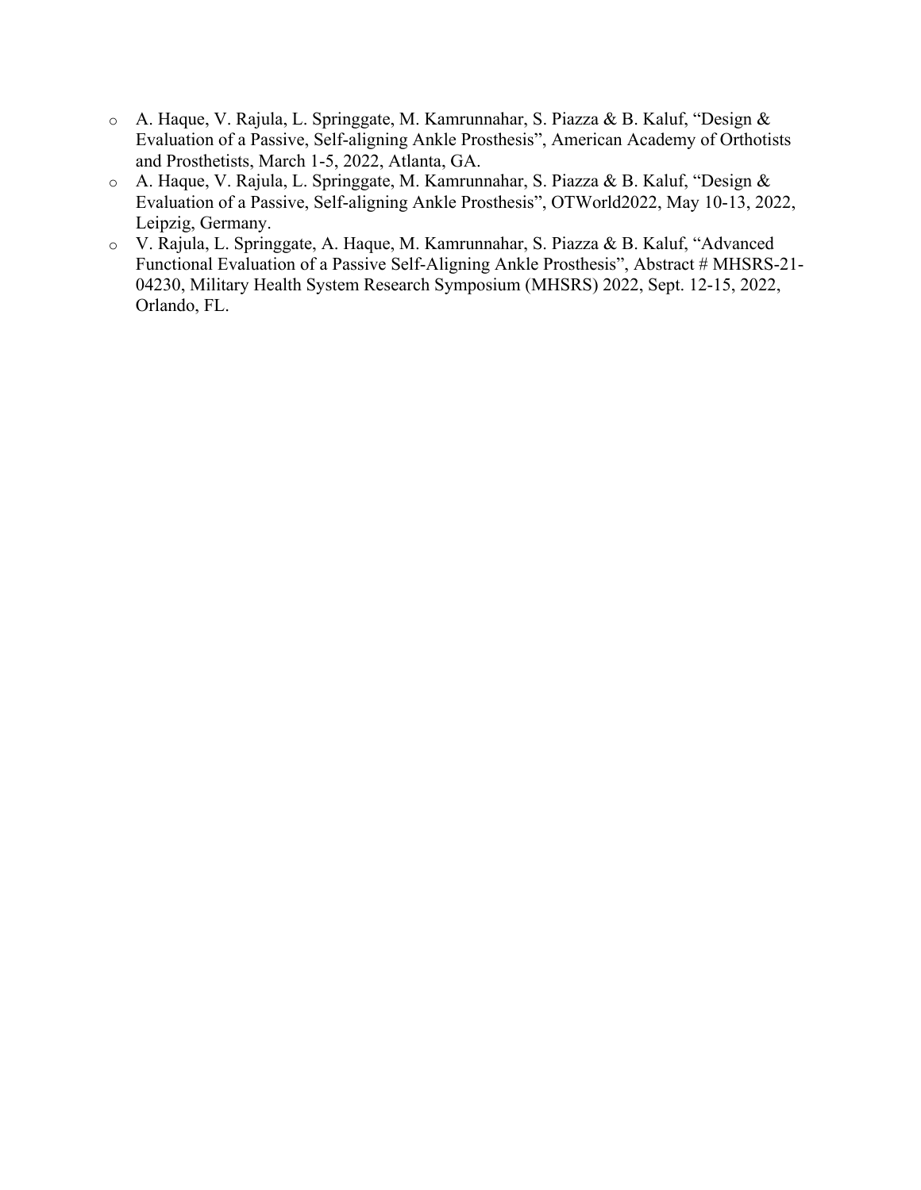- A. Haque, V. Rajula, L. Springgate, M. Kamrunnahar, S. Piazza & B. Kaluf, "Design & Evaluation of a Passive, Self-aligning Ankle Prosthesis", American Academy of Orthotists and Prosthetists, March 1-5, 2022, Atlanta, GA.
- A. Haque, V. Rajula, L. Springgate, M. Kamrunnahar, S. Piazza & B. Kaluf, "Design & Evaluation of a Passive, Self-aligning Ankle Prosthesis", OTWorld2022, May 10-13, 2022, Leipzig, Germany.
- V. Rajula, L. Springgate, A. Haque, M. Kamrunnahar, S. Piazza & B. Kaluf, "Advanced Functional Evaluation of a Passive Self-Aligning Ankle Prosthesis", Abstract # MHSRS-21-04230, Military Health System Research Symposium (MHSRS) 2022, Sept. 12-15, 2022, Orlando, FL.